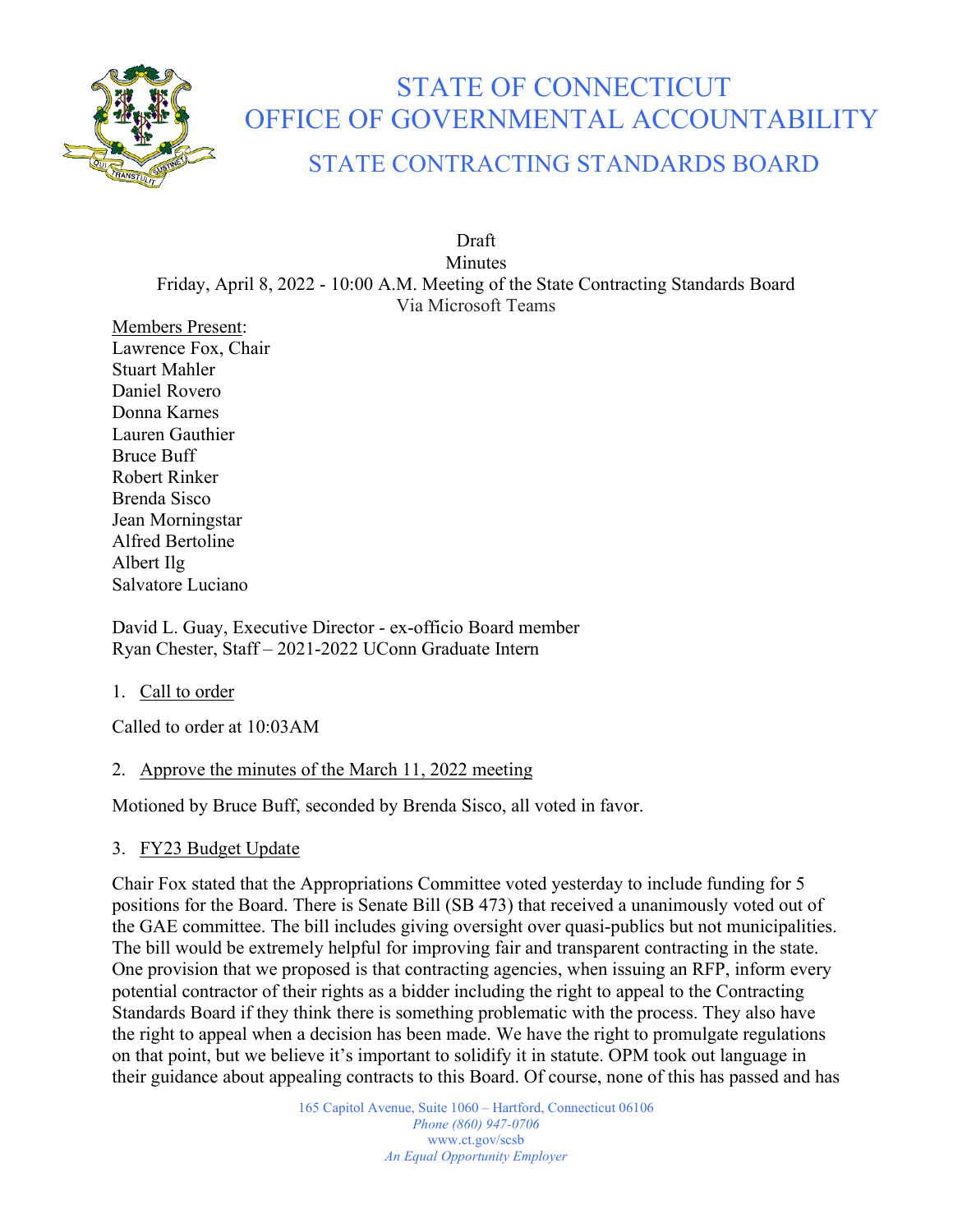# STATE OF CONNECTICUT
# OFFICE OF GOVERNMENTAL ACCOUNTABILITY
## STATE CONTRACTING STANDARDS BOARD

Draft
Minutes
Friday, April 8, 2022 - 10:00 A.M. Meeting of the State Contracting Standards Board
Via Microsoft Teams

Members Present:
Lawrence Fox, Chair
Stuart Mahler
Daniel Rovero
Donna Karnes
Lauren Gauthier
Bruce Buff
Robert Rinker
Brenda Sisco
Jean Morningstar
Alfred Bertoline
Albert Ilg
Salvatore Luciano

David L. Guay, Executive Director - ex-officio Board member
Ryan Chester, Staff – 2021-2022 UConn Graduate Intern

1. Call to order

Called to order at 10:03AM

2. Approve the minutes of the March 11, 2022 meeting

Motioned by Bruce Buff, seconded by Brenda Sisco, all voted in favor.

3. FY23 Budget Update

Chair Fox stated that the Appropriations Committee voted yesterday to include funding for 5 positions for the Board. There is Senate Bill (SB 473) that received a unanimously voted out of the GAE committee. The bill includes giving oversight over quasi-publics but not municipalities. The bill would be extremely helpful for improving fair and transparent contracting in the state. One provision that we proposed is that contracting agencies, when issuing an RFP, inform every potential contractor of their rights as a bidder including the right to appeal to the Contracting Standards Board if they think there is something problematic with the process. They also have the right to appeal when a decision has been made. We have the right to promulgate regulations on that point, but we believe it's important to solidify it in statute. OPM took out language in their guidance about appealing contracts to this Board. Of course, none of this has passed and has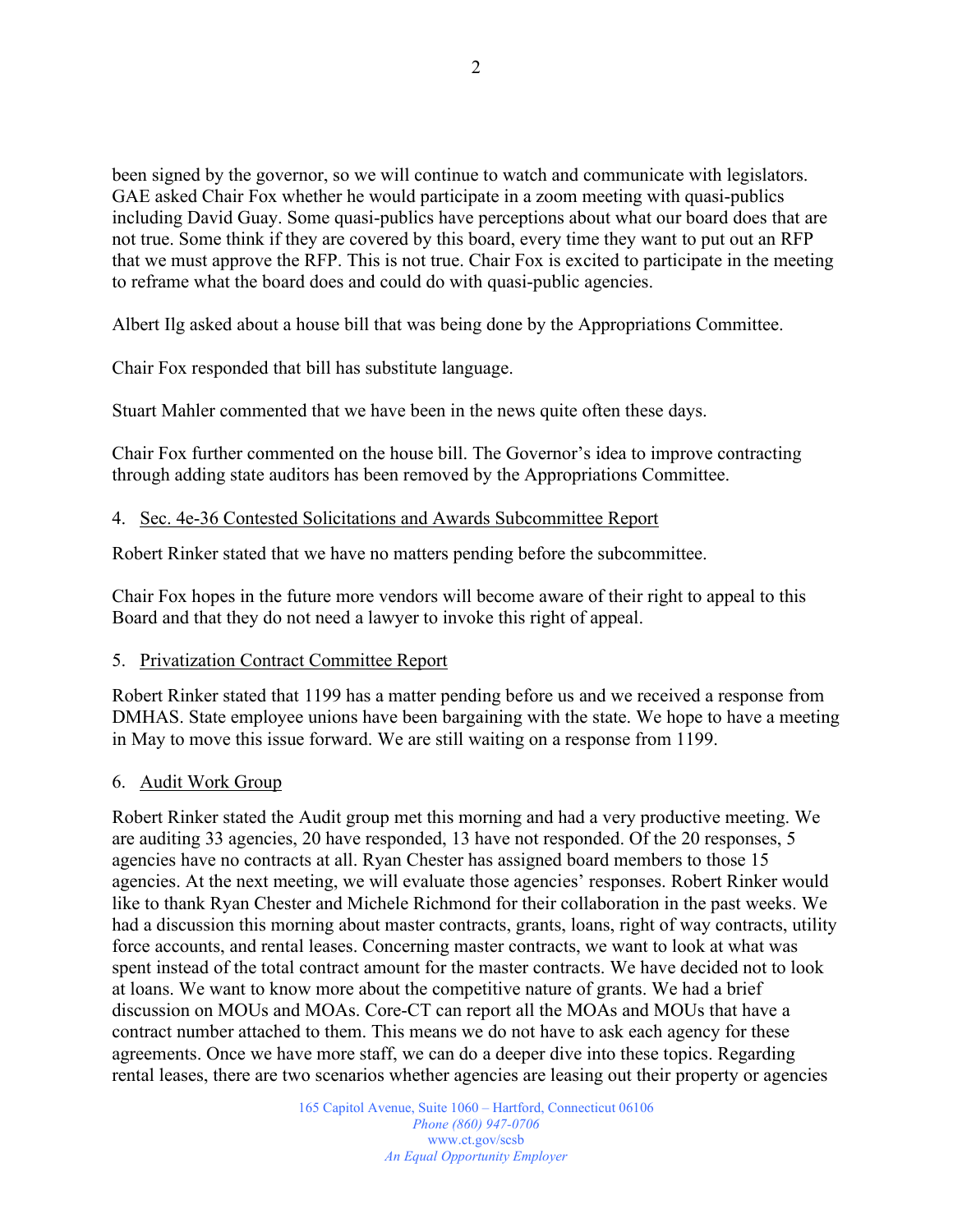been signed by the governor, so we will continue to watch and communicate with legislators. GAE asked Chair Fox whether he would participate in a zoom meeting with quasi-publics including David Guay. Some quasi-publics have perceptions about what our board does that are not true. Some think if they are covered by this board, every time they want to put out an RFP that we must approve the RFP. This is not true. Chair Fox is excited to participate in the meeting to reframe what the board does and could do with quasi-public agencies.

Albert Ilg asked about a house bill that was being done by the Appropriations Committee.

Chair Fox responded that bill has substitute language.

Stuart Mahler commented that we have been in the news quite often these days.

Chair Fox further commented on the house bill. The Governor's idea to improve contracting through adding state auditors has been removed by the Appropriations Committee.

4. <u>Sec. 4e-36 Contested Solicitations and Awards Subcommittee Report</u>

Robert Rinker stated that we have no matters pending before the subcommittee.

Chair Fox hopes in the future more vendors will become aware of their right to appeal to this Board and that they do not need a lawyer to invoke this right of appeal.

5. <u>Privatization Contract Committee Report</u>

Robert Rinker stated that 1199 has a matter pending before us and we received a response from DMHAS. State employee unions have been bargaining with the state. We hope to have a meeting in May to move this issue forward. We are still waiting on a response from 1199.

6. <u>Audit Work Group</u>

Robert Rinker stated the Audit group met this morning and had a very productive meeting. We are auditing 33 agencies, 20 have responded, 13 have not responded. Of the 20 responses, 5 agencies have no contracts at all. Ryan Chester has assigned board members to those 15 agencies. At the next meeting, we will evaluate those agencies' responses. Robert Rinker would like to thank Ryan Chester and Michele Richmond for their collaboration in the past weeks. We had a discussion this morning about master contracts, grants, loans, right of way contracts, utility force accounts, and rental leases. Concerning master contracts, we want to look at what was spent instead of the total contract amount for the master contracts. We have decided not to look at loans. We want to know more about the competitive nature of grants. We had a brief discussion on MOUs and MOAs. Core-CT can report all the MOAs and MOUs that have a contract number attached to them. This means we do not have to ask each agency for these agreements. Once we have more staff, we can do a deeper dive into these topics. Regarding rental leases, there are two scenarios whether agencies are leasing out their property or agencies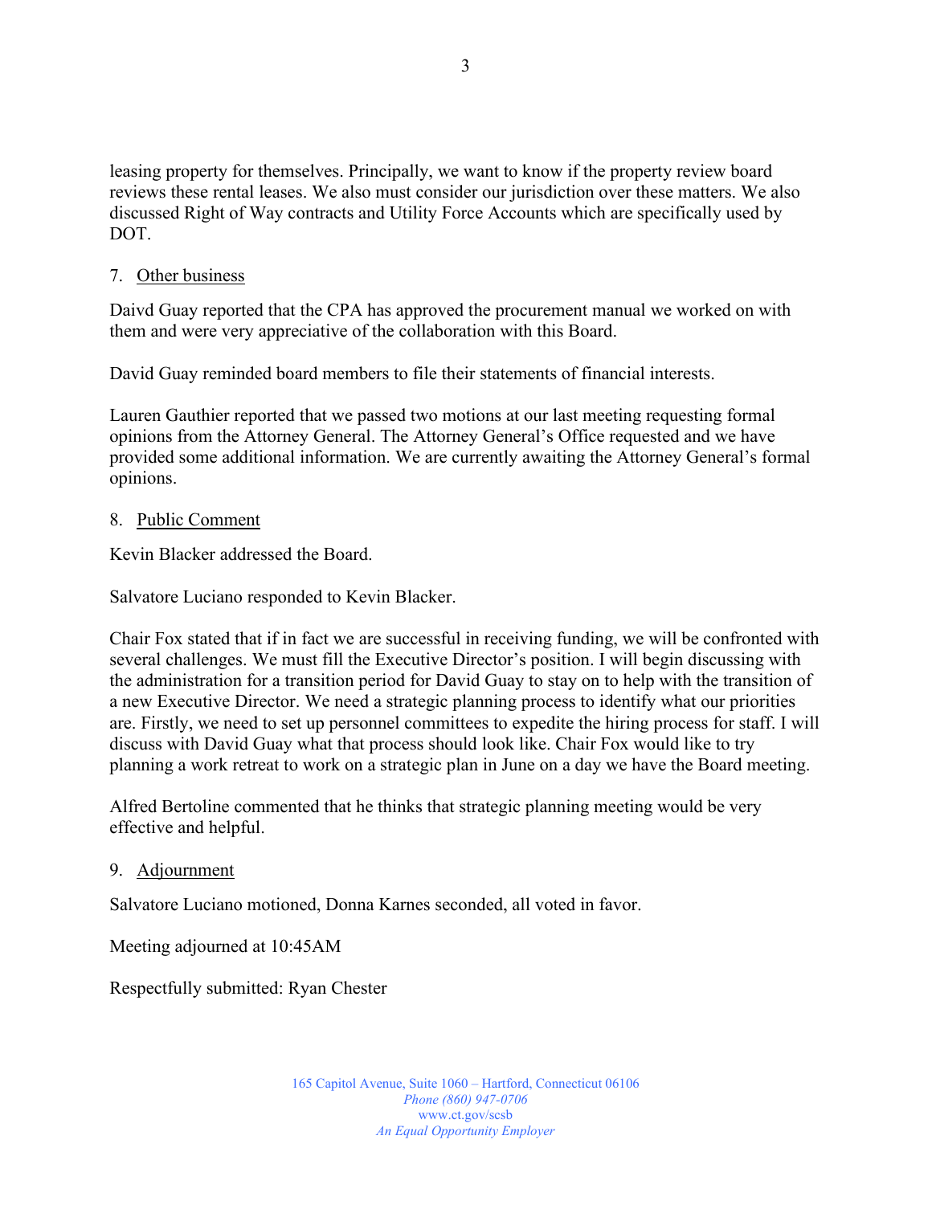leasing property for themselves. Principally, we want to know if the property review board reviews these rental leases. We also must consider our jurisdiction over these matters. We also discussed Right of Way contracts and Utility Force Accounts which are specifically used by DOT.

7. Other business

Daivd Guay reported that the CPA has approved the procurement manual we worked on with them and were very appreciative of the collaboration with this Board.

David Guay reminded board members to file their statements of financial interests.

Lauren Gauthier reported that we passed two motions at our last meeting requesting formal opinions from the Attorney General. The Attorney General's Office requested and we have provided some additional information. We are currently awaiting the Attorney General's formal opinions.

8. Public Comment

Kevin Blacker addressed the Board.

Salvatore Luciano responded to Kevin Blacker.

Chair Fox stated that if in fact we are successful in receiving funding, we will be confronted with several challenges. We must fill the Executive Director's position. I will begin discussing with the administration for a transition period for David Guay to stay on to help with the transition of a new Executive Director. We need a strategic planning process to identify what our priorities are. Firstly, we need to set up personnel committees to expedite the hiring process for staff. I will discuss with David Guay what that process should look like. Chair Fox would like to try planning a work retreat to work on a strategic plan in June on a day we have the Board meeting.

Alfred Bertoline commented that he thinks that strategic planning meeting would be very effective and helpful.

9. Adjournment

Salvatore Luciano motioned, Donna Karnes seconded, all voted in favor.

Meeting adjourned at 10:45AM

Respectfully submitted: Ryan Chester

165 Capitol Avenue, Suite 1060 – Hartford, Connecticut 06106
*Phone (860) 947-0706*
www.ct.gov/scsb
*An Equal Opportunity Employer*